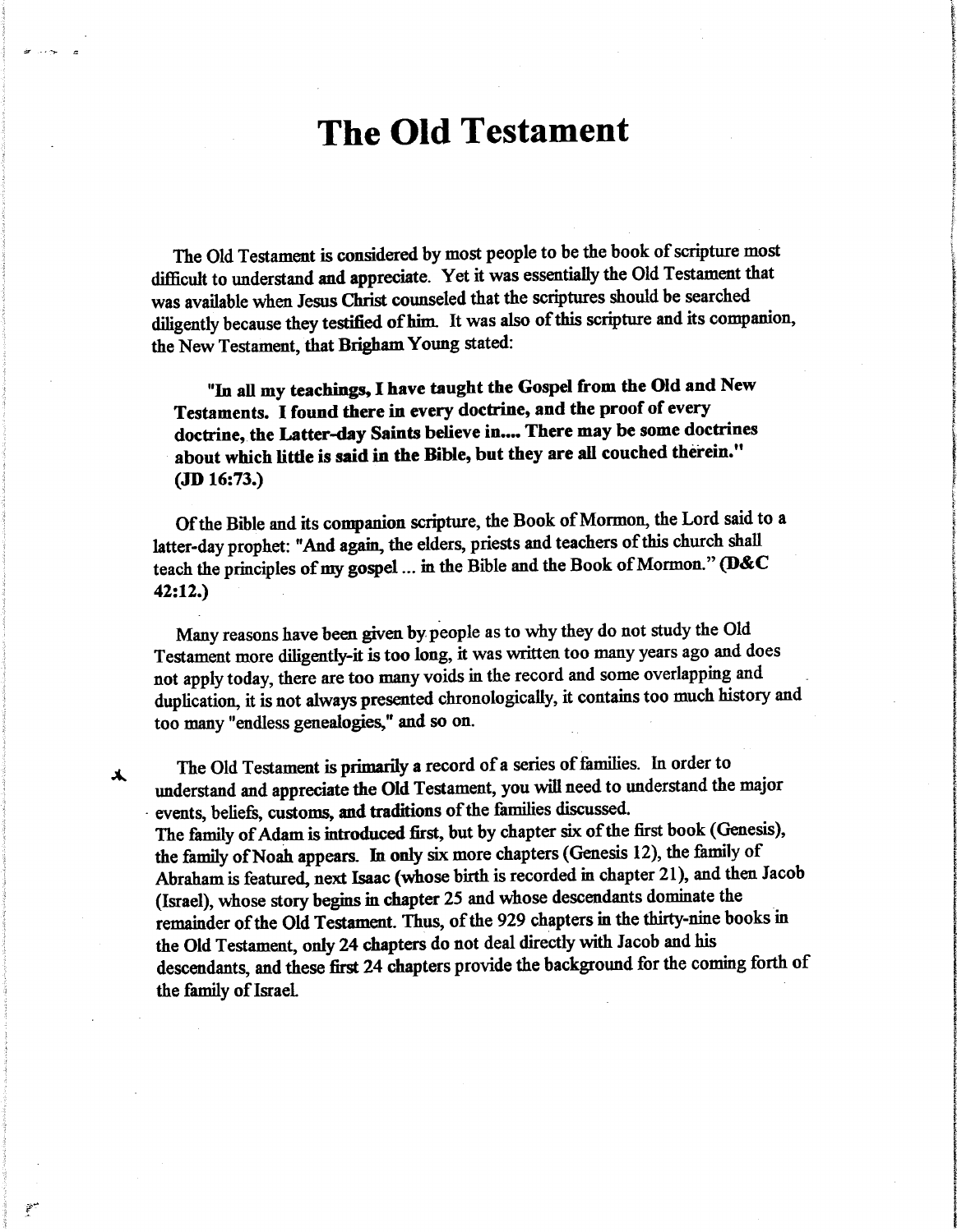# The Old Testament

The Old Testament is considered by most people to be the book of scripture most difficult to understand and appreciate. Yet it was essentially the Old Testament that was available when Jesus Christ counseled that the scriptures should be searched diligently because they testified of him. It was also of this scripture and its companion, the New Testament, that Brigham Young stated:

> **"In all my teachings, I have taught the Gospel from the Old and New Testaments. I found there in every doctrine, and the proof of every doctrine, the Latter-day Saints believe in.... There may be some doctrines about which little is said in the Bible, but they are all couched therein." (JD 16:73.)**

Of the Bible and its companion scripture, the Book of Mormon, the Lord said to a latter-day prophet: "And again, the elders, priests and teachers of this church shall teach the principles of my gospel ... in the Bible and the Book of Mormon." **(D&C 42:12.)**

Many reasons have been given by people as to why they do not study the Old Testament more diligently-it is too long, it was written too many years ago and does not apply today, there are too many voids in the record and some overlapping and duplication, it is not always presented chronologically, it contains too much history and too many "endless genealogies," and so on.

The Old Testament is primarily a record of a series of families. In order to understand and appreciate the Old Testament, you will need to understand the major events, beliefs, customs, and traditions of the families discussed.
The family of Adam is introduced first, but by chapter six of the first book (Genesis), the family of Noah appears. In only six more chapters (Genesis 12), the family of Abraham is featured, next Isaac (whose birth is recorded in chapter 21), and then Jacob (Israel), whose story begins in chapter 25 and whose descendants dominate the remainder of the Old Testament. Thus, of the 929 chapters in the thirty-nine books in the Old Testament, only 24 chapters do not deal directly with Jacob and his descendants, and these first 24 chapters provide the background for the coming forth of the family of Israel.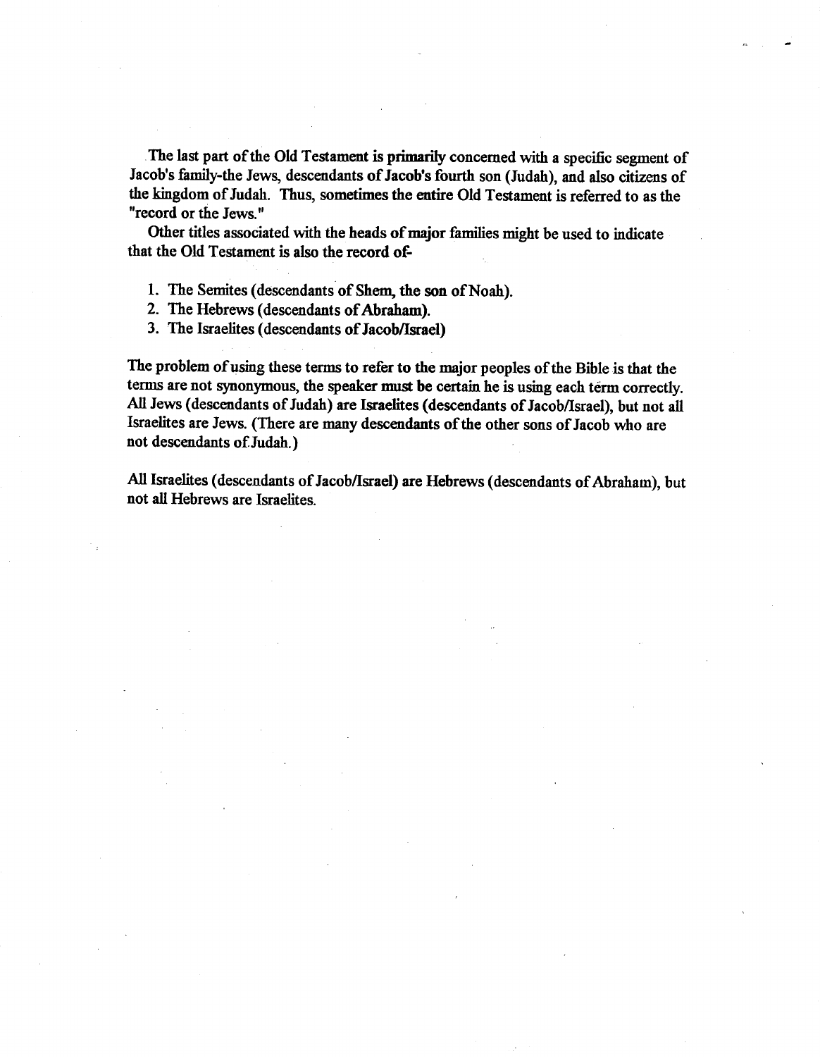The last part of the Old Testament is primarily concerned with a specific segment of Jacob's family-the Jews, descendants of Jacob's fourth son (Judah), and also citizens of the kingdom of Judah. Thus, sometimes the entire Old Testament is referred to as the "record or the Jews."

Other titles associated with the heads of major families might be used to indicate that the Old Testament is also the record of-

1. The Semites (descendants of Shem, the son of Noah).
2. The Hebrews (descendants of Abraham).
3. The Israelites (descendants of Jacob/Israel)

The problem of using these terms to refer to the major peoples of the Bible is that the terms are not synonymous, the speaker must be certain he is using each term correctly. All Jews (descendants of Judah) are Israelites (descendants of Jacob/Israel), but not all Israelites are Jews. (There are many descendants of the other sons of Jacob who are not descendants of Judah.)

All Israelites (descendants of Jacob/Israel) are Hebrews (descendants of Abraham), but not all Hebrews are Israelites.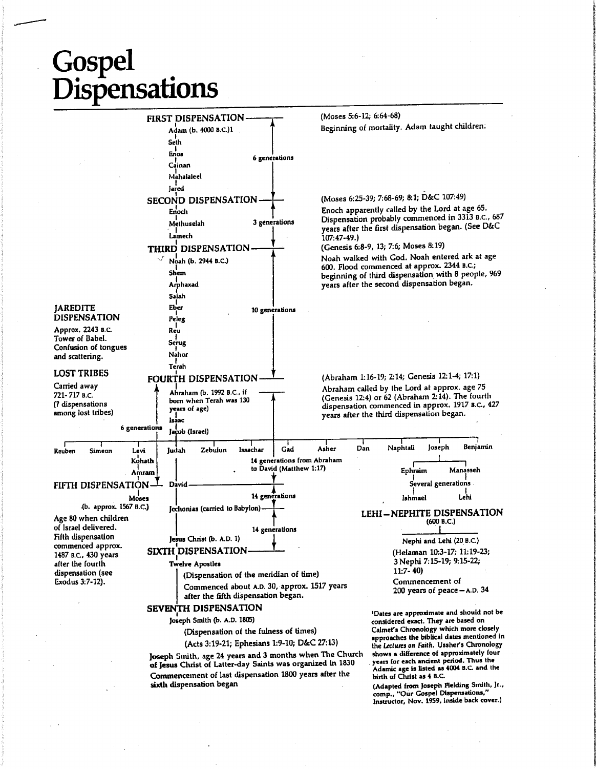# Gospel Dispensations

## FIRST DISPENSATION

Adam (b. 4000 B.C.)[1]
Seth
Enos
Cainan
Mahalaleel
Jared

6 generations

(Moses 5:6-12; 6:64-68)

Beginning of mortality. Adam taught children.

## SECOND DISPENSATION

Enoch
Methuselah
Lamech

3 generations

(Moses 6:25-39; 7:68-69; 8:1; D&C 107:49)

Enoch apparently called by the Lord at age 65. Dispensation probably commenced in 3313 B.C., 687 years after the first dispensation began. (See D&C 107:47-49.)

## THIRD DISPENSATION

Noah (b. 2944 B.C.)
Shem
Arphaxad
Salah
Eber
Peleg
Reu
Serug
Nahor
Terah

10 generations

(Genesis 6:8-9, 13; 7:6; Moses 8:19)

Noah walked with God. Noah entered ark at age 600. Flood commenced at approx. 2344 B.C.; beginning of third dispensation with 8 people, 969 years after the second dispensation began.

## JAREDITE DISPENSATION

Approx. 2243 B.C. Tower of Babel. Confusion of tongues and scattering.

## LOST TRIBES

Carried away 721-717 B.C. (7 dispensations among lost tribes)

## FOURTH DISPENSATION

Abraham (b. 1992 B.C., if born when Terah was 130 years of age)
Isaac
Jacob (Israel)

(Abraham 1:16-19; 2:14; Genesis 12:1-4; 17:1)

Abraham called by the Lord at approx. age 75 (Genesis 12:4) or 62 (Abraham 2:14). The fourth dispensation commenced in approx. 1917 B.C., 427 years after the third dispensation began.

Sons of Jacob: Reuben, Simeon, Levi, Judah, Zebulun, Issachar, Gad, Asher, Dan, Naphtali, Joseph, Benjamin

Levi → Kohath → Amram (6 generations from Jacob) → Moses

Judah → David (14 generations from Abraham to David (Matthew 1:17)) → Jechonias (carried to Babylon) (14 generations) → Jesus Christ (b. A.D. 1) (14 generations)

Joseph → Ephraim, Manasseh → Several generations → Ishmael, Lehi

## FIFTH DISPENSATION

Moses (b. approx. 1567 B.C.)

Age 80 when children of Israel delivered. Fifth dispensation commenced approx. 1487 B.C., 430 years after the fourth dispensation (see Exodus 3:7-12).

## LEHI–NEPHITE DISPENSATION

(600 B.C.)

Nephi and Lehi (20 B.C.)

(Helaman 10:3-17; 11:19-23; 3 Nephi 7:15-19; 9:15-22; 11:7-40)

Commencement of 200 years of peace—A.D. 34

## SIXTH DISPENSATION

Twelve Apostles

(Dispensation of the meridian of time)

Commenced about A.D. 30, approx. 1517 years after the fifth dispensation began.

## SEVENTH DISPENSATION

Joseph Smith (b. A.D. 1805)

(Dispensation of the fulness of times)

(Acts 3:19-21; Ephesians 1:9-10; D&C 27:13)

Joseph Smith, age 24 years and 3 months when The Church of Jesus Christ of Latter-day Saints was organized in 1830

Commencement of last dispensation 1800 years after the sixth dispensation began

[1] Dates are approximate and should not be considered exact. They are based on Calmet's Chronology which more closely approaches the biblical dates mentioned in the *Lectures on Faith*. Ussher's Chronology shows a difference of approximately four years for each ancient period. Thus the Adamic age is listed as 4004 B.C. and the birth of Christ as 4 B.C.

(Adapted from Joseph Fielding Smith, Jr., comp., "Our Gospel Dispensations," Instructor, Nov. 1959, inside back cover.)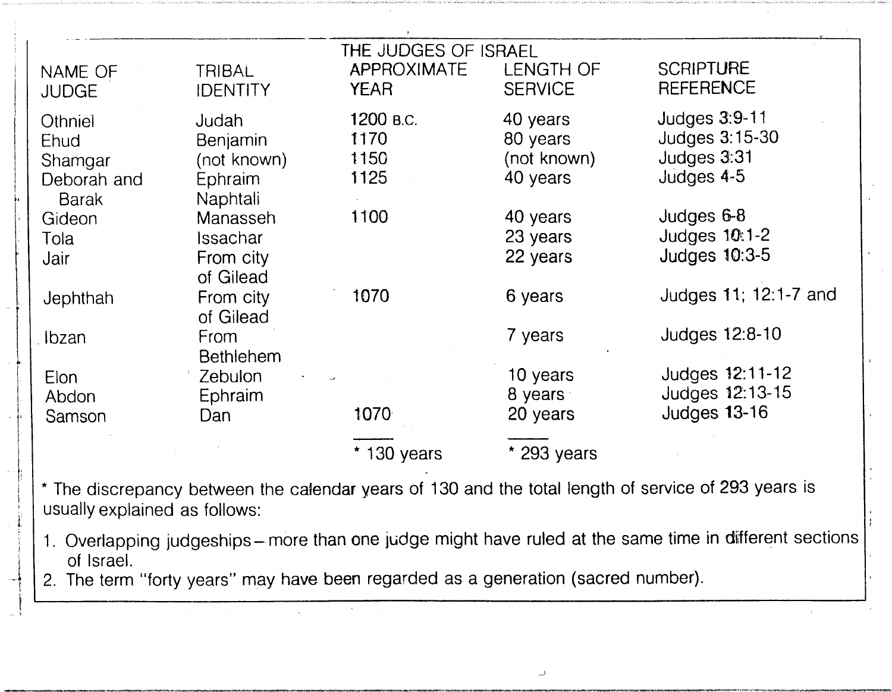# THE JUDGES OF ISRAEL

| NAME OF JUDGE | TRIBAL IDENTITY | APPROXIMATE YEAR | LENGTH OF SERVICE | SCRIPTURE REFERENCE |
|---|---|---|---|---|
| Othniel | Judah | 1200 B.C. | 40 years | Judges 3:9-11 |
| Ehud | Benjamin | 1170 | 80 years | Judges 3:15-30 |
| Shamgar | (not known) | 1150 | (not known) | Judges 3:31 |
| Deborah and Barak | Ephraim Naphtali | 1125 | 40 years | Judges 4-5 |
| Gideon | Manasseh | 1100 | 40 years | Judges 6-8 |
| Tola | Issachar | | 23 years | Judges 10:1-2 |
| Jair | From city of Gilead | | 22 years | Judges 10:3-5 |
| Jephthah | From city of Gilead | 1070 | 6 years | Judges 11; 12:1-7 and |
| Ibzan | From Bethlehem | | 7 years | Judges 12:8-10 |
| Elon | Zebulon | | 10 years | Judges 12:11-12 |
| Abdon | Ephraim | | 8 years | Judges 12:13-15 |
| Samson | Dan | 1070 | 20 years | Judges 13-16 |
| | | * 130 years | * 293 years | |

* The discrepancy between the calendar years of 130 and the total length of service of 293 years is usually explained as follows:

1. Overlapping judgeships – more than one judge might have ruled at the same time in different sections of Israel.
2. The term "forty years" may have been regarded as a generation (sacred number).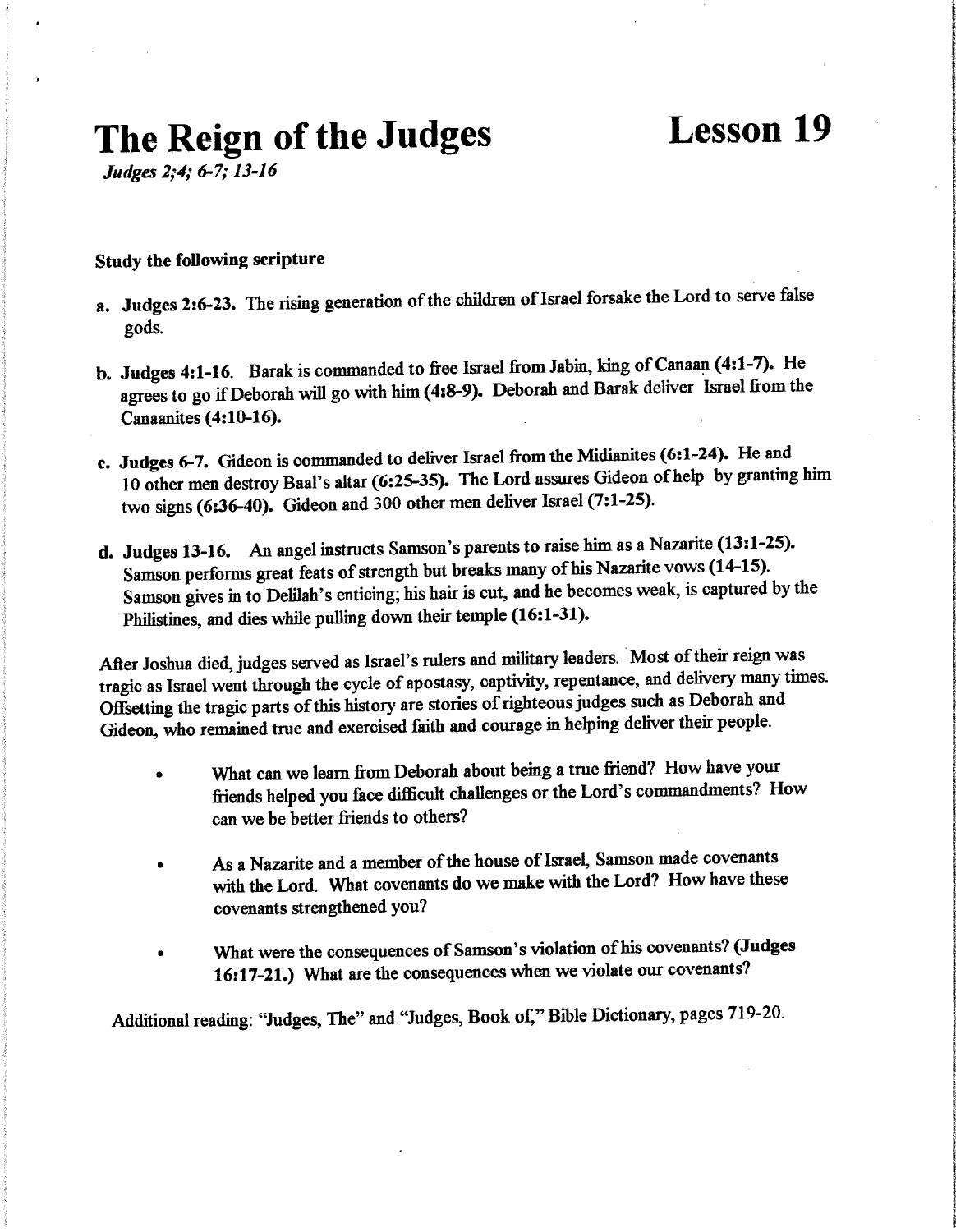# The Reign of the Judges

# Lesson 19

*Judges 2;4; 6-7; 13-16*

**Study the following scripture**

a. **Judges 2:6-23.** The rising generation of the children of Israel forsake the Lord to serve false gods.

b. **Judges 4:1-16.** Barak is commanded to free Israel from Jabin, king of Canaan **(4:1-7).** He agrees to go if Deborah will go with him **(4:8-9).** Deborah and Barak deliver Israel from the Canaanites **(4:10-16).**

c. **Judges 6-7.** Gideon is commanded to deliver Israel from the Midianites **(6:1-24).** He and 10 other men destroy Baal's altar **(6:25-35).** The Lord assures Gideon of help by granting him two signs **(6:36-40).** Gideon and 300 other men deliver Israel **(7:1-25).**

d. **Judges 13-16.** An angel instructs Samson's parents to raise him as a Nazarite **(13:1-25).** Samson performs great feats of strength but breaks many of his Nazarite vows **(14-15).** Samson gives in to Delilah's enticing; his hair is cut, and he becomes weak, is captured by the Philistines, and dies while pulling down their temple **(16:1-31).**

After Joshua died, judges served as Israel's rulers and military leaders. Most of their reign was tragic as Israel went through the cycle of apostasy, captivity, repentance, and delivery many times. Offsetting the tragic parts of this history are stories of righteous judges such as Deborah and Gideon, who remained true and exercised faith and courage in helping deliver their people.

- What can we learn from Deborah about being a true friend? How have your friends helped you face difficult challenges or the Lord's commandments? How can we be better friends to others?

- As a Nazarite and a member of the house of Israel, Samson made covenants with the Lord. What covenants do we make with the Lord? How have these covenants strengthened you?

- What were the consequences of Samson's violation of his covenants? **(Judges 16:17-21.)** What are the consequences when we violate our covenants?

Additional reading: "Judges, The" and "Judges, Book of," Bible Dictionary, pages 719-20.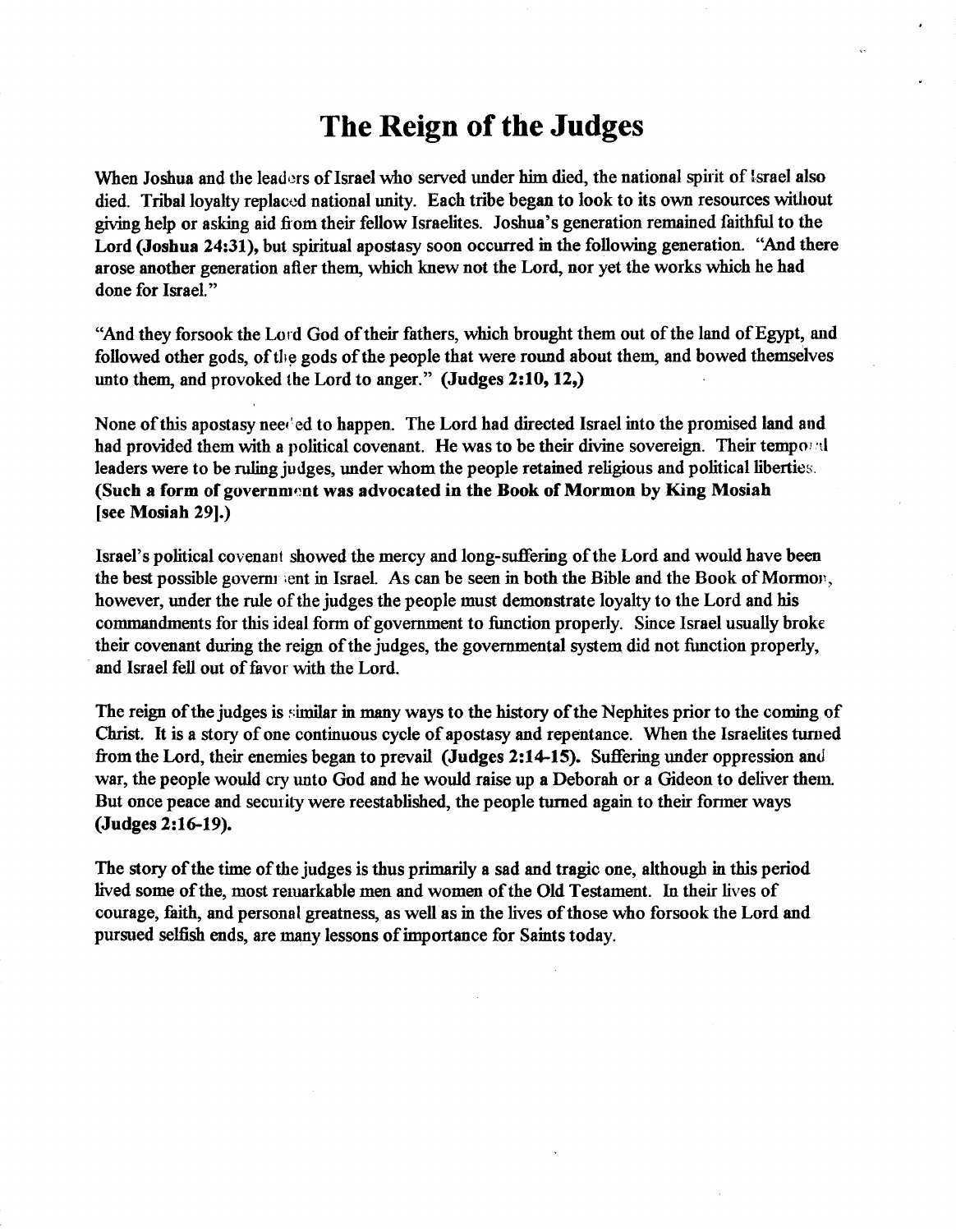# The Reign of the Judges

When Joshua and the leaders of Israel who served under him died, the national spirit of Israel also died. Tribal loyalty replaced national unity. Each tribe began to look to its own resources without giving help or asking aid from their fellow Israelites. Joshua's generation remained faithful to the Lord **(Joshua 24:31)**, but spiritual apostasy soon occurred in the following generation. "And there arose another generation after them, which knew not the Lord, nor yet the works which he had done for Israel."

"And they forsook the Lord God of their fathers, which brought them out of the land of Egypt, and followed other gods, of the gods of the people that were round about them, and bowed themselves unto them, and provoked the Lord to anger." **(Judges 2:10, 12,)**

None of this apostasy needed to happen. The Lord had directed Israel into the promised land and had provided them with a political covenant. He was to be their divine sovereign. Their temporal leaders were to be ruling judges, under whom the people retained religious and political liberties. **(Such a form of government was advocated in the Book of Mormon by King Mosiah [see Mosiah 29].)**

Israel's political covenant showed the mercy and long-suffering of the Lord and would have been the best possible government in Israel. As can be seen in both the Bible and the Book of Mormon, however, under the rule of the judges the people must demonstrate loyalty to the Lord and his commandments for this ideal form of government to function properly. Since Israel usually broke their covenant during the reign of the judges, the governmental system did not function properly, and Israel fell out of favor with the Lord.

The reign of the judges is similar in many ways to the history of the Nephites prior to the coming of Christ. It is a story of one continuous cycle of apostasy and repentance. When the Israelites turned from the Lord, their enemies began to prevail **(Judges 2:14-15)**. Suffering under oppression and war, the people would cry unto God and he would raise up a Deborah or a Gideon to deliver them. But once peace and security were reestablished, the people turned again to their former ways **(Judges 2:16-19)**.

The story of the time of the judges is thus primarily a sad and tragic one, although in this period lived some of the, most remarkable men and women of the Old Testament. In their lives of courage, faith, and personal greatness, as well as in the lives of those who forsook the Lord and pursued selfish ends, are many lessons of importance for Saints today.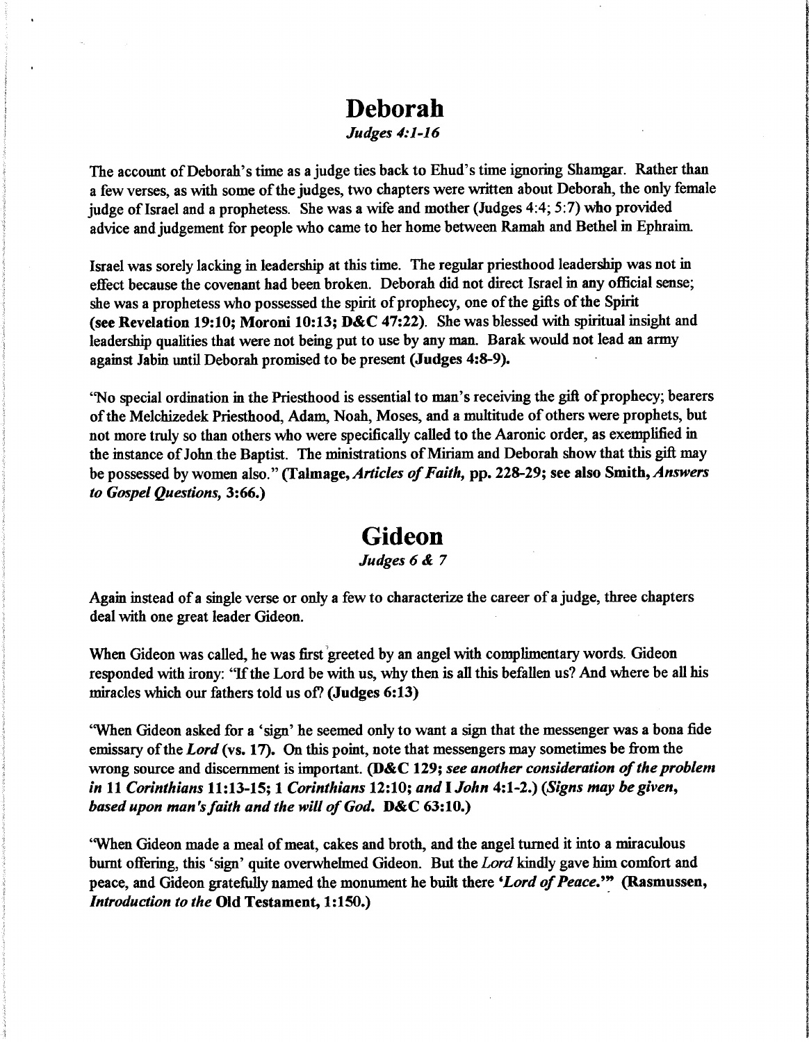# Deborah

*Judges 4:1-16*

The account of Deborah's time as a judge ties back to Ehud's time ignoring Shamgar. Rather than a few verses, as with some of the judges, two chapters were written about Deborah, the only female judge of Israel and a prophetess. She was a wife and mother (Judges 4:4; 5:7) who provided advice and judgement for people who came to her home between Ramah and Bethel in Ephraim.

Israel was sorely lacking in leadership at this time. The regular priesthood leadership was not in effect because the covenant had been broken. Deborah did not direct Israel in any official sense; she was a prophetess who possessed the spirit of prophecy, one of the gifts of the Spirit **(see Revelation 19:10; Moroni 10:13; D&C 47:22)**. She was blessed with spiritual insight and leadership qualities that were not being put to use by any man. Barak would not lead an army against Jabin until Deborah promised to be present **(Judges 4:8-9).**

"No special ordination in the Priesthood is essential to man's receiving the gift of prophecy; bearers of the Melchizedek Priesthood, Adam, Noah, Moses, and a multitude of others were prophets, but not more truly so than others who were specifically called to the Aaronic order, as exemplified in the instance of John the Baptist. The ministrations of Miriam and Deborah show that this gift may be possessed by women also." **(Talmage, *Articles of Faith*, pp. 228-29; see also Smith, *Answers to Gospel Questions*, 3:66.)**

# Gideon

*Judges 6 & 7*

Again instead of a single verse or only a few to characterize the career of a judge, three chapters deal with one great leader Gideon.

When Gideon was called, he was first greeted by an angel with complimentary words. Gideon responded with irony: "If the Lord be with us, why then is all this befallen us? And where be all his miracles which our fathers told us of? **(Judges 6:13)**

"When Gideon asked for a 'sign' he seemed only to want a sign that the messenger was a bona fide emissary of the *Lord* **(vs. 17).** On this point, note that messengers may sometimes be from the wrong source and discernment is important. **(D&C 129; *see another consideration of the problem in* 11 *Corinthians* 11:13-15; 1 *Corinthians* 12:10; *and* I *John* 4:1-2.) (*Signs may be given, based upon man's faith and the will of God.* D&C 63:10.)**

"When Gideon made a meal of meat, cakes and broth, and the angel turned it into a miraculous burnt offering, this 'sign' quite overwhelmed Gideon. But the *Lord* kindly gave him comfort and peace, and Gideon gratefully named the monument he built there *'Lord of Peace.'*" **(Rasmussen, *Introduction to the* Old Testament, 1:150.)**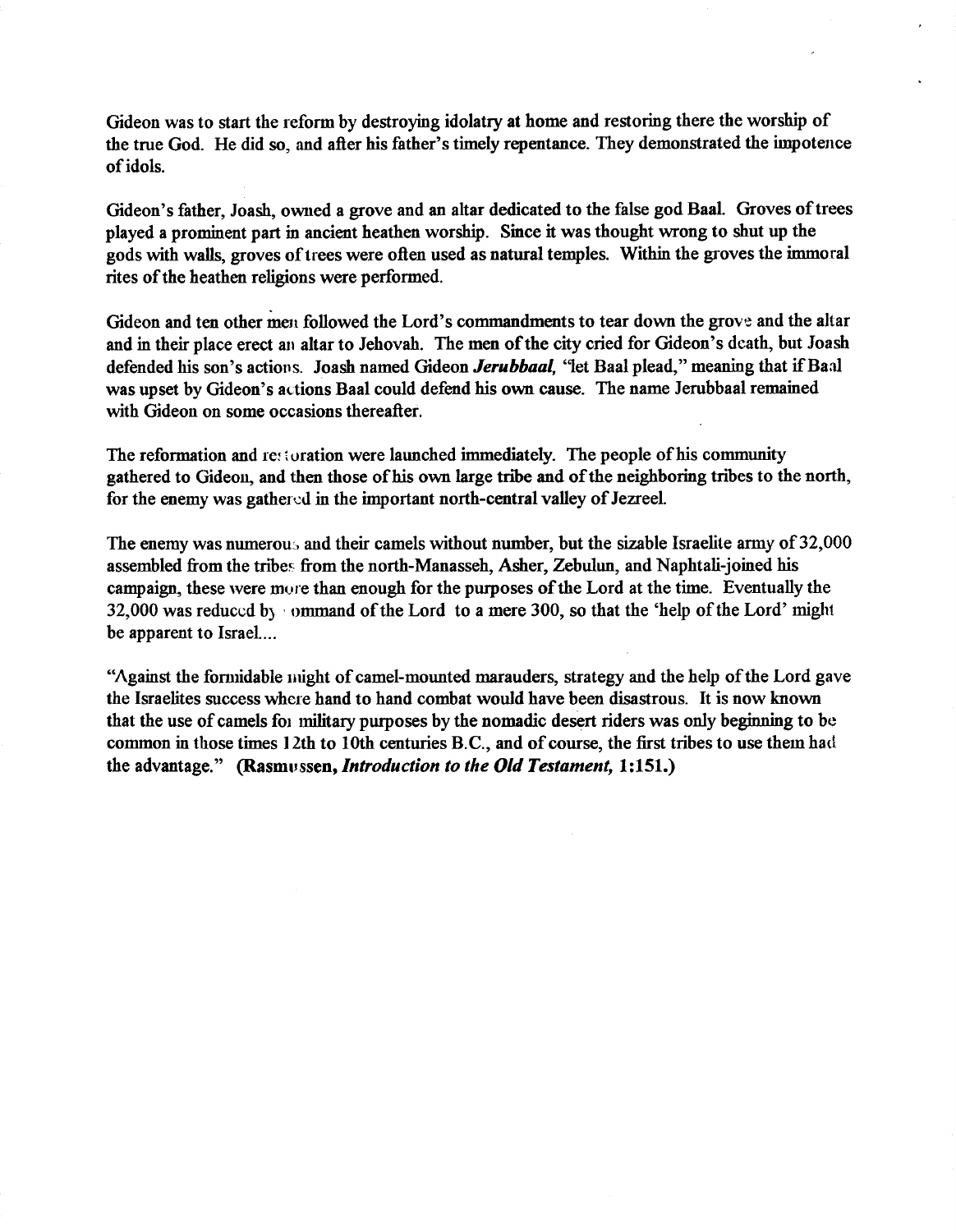Gideon was to start the reform by destroying idolatry at home and restoring there the worship of the true God. He did so, and after his father's timely repentance. They demonstrated the impotence of idols.

Gideon's father, Joash, owned a grove and an altar dedicated to the false god Baal. Groves of trees played a prominent part in ancient heathen worship. Since it was thought wrong to shut up the gods with walls, groves of trees were often used as natural temples. Within the groves the immoral rites of the heathen religions were performed.

Gideon and ten other men followed the Lord's commandments to tear down the grove and the altar and in their place erect an altar to Jehovah. The men of the city cried for Gideon's death, but Joash defended his son's actions. Joash named Gideon ***Jerubbaal,*** "let Baal plead," meaning that if Baal was upset by Gideon's actions Baal could defend his own cause. The name Jerubbaal remained with Gideon on some occasions thereafter.

The reformation and restoration were launched immediately. The people of his community gathered to Gideon, and then those of his own large tribe and of the neighboring tribes to the north, for the enemy was gathered in the important north-central valley of Jezreel.

The enemy was numerous and their camels without number, but the sizable Israelite army of 32,000 assembled from the tribes from the north-Manasseh, Asher, Zebulun, and Naphtali-joined his campaign, these were more than enough for the purposes of the Lord at the time. Eventually the 32,000 was reduced by command of the Lord to a mere 300, so that the 'help of the Lord' might be apparent to Israel....

"Against the formidable might of camel-mounted marauders, strategy and the help of the Lord gave the Israelites success where hand to hand combat would have been disastrous. It is now known that the use of camels for military purposes by the nomadic desert riders was only beginning to be common in those times 12th to 10th centuries B.C., and of course, the first tribes to use them had the advantage." **(Rasmussen, *Introduction to the Old Testament,* 1:151.)**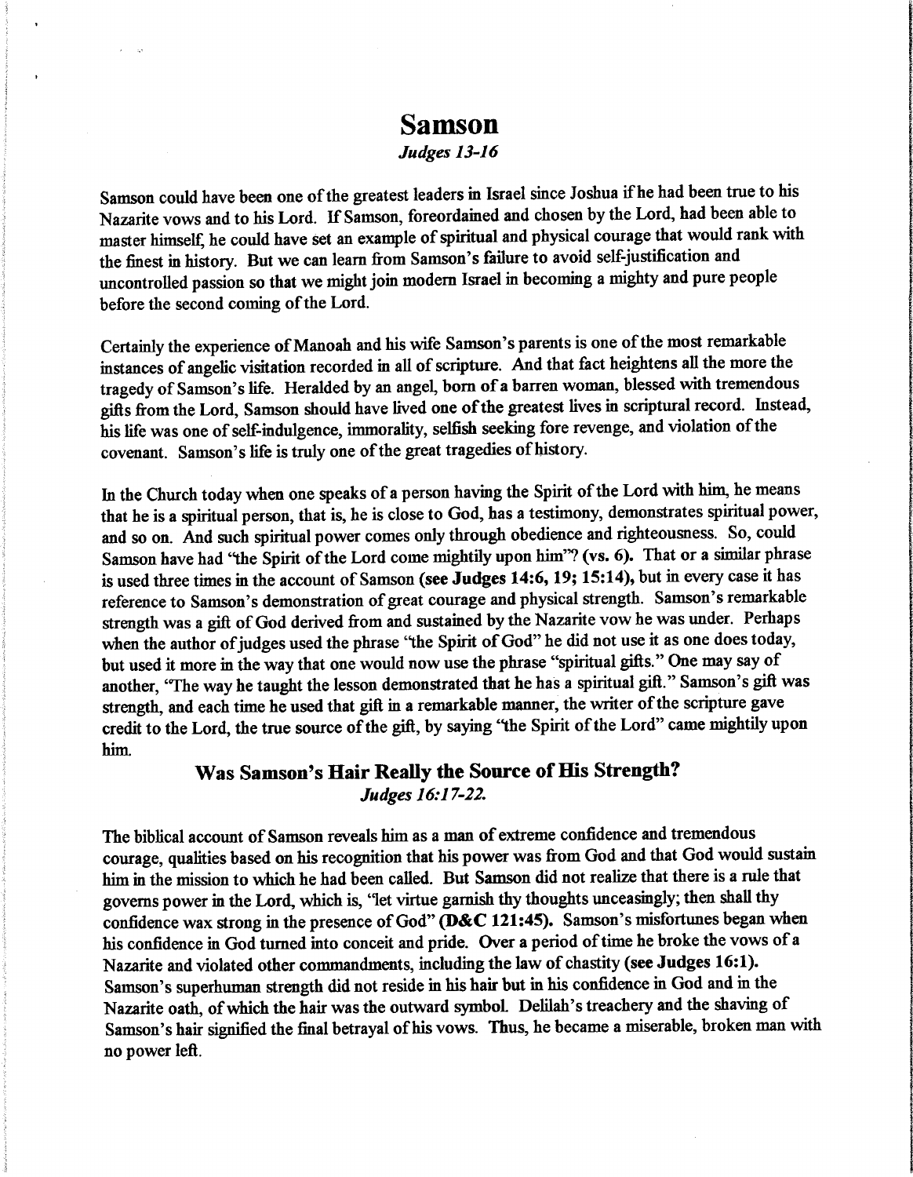# Samson

*Judges 13-16*

Samson could have been one of the greatest leaders in Israel since Joshua if he had been true to his Nazarite vows and to his Lord. If Samson, foreordained and chosen by the Lord, had been able to master himself, he could have set an example of spiritual and physical courage that would rank with the finest in history. But we can learn from Samson's failure to avoid self-justification and uncontrolled passion so that we might join modern Israel in becoming a mighty and pure people before the second coming of the Lord.

Certainly the experience of Manoah and his wife Samson's parents is one of the most remarkable instances of angelic visitation recorded in all of scripture. And that fact heightens all the more the tragedy of Samson's life. Heralded by an angel, born of a barren woman, blessed with tremendous gifts from the Lord, Samson should have lived one of the greatest lives in scriptural record. Instead, his life was one of self-indulgence, immorality, selfish seeking fore revenge, and violation of the covenant. Samson's life is truly one of the great tragedies of history.

In the Church today when one speaks of a person having the Spirit of the Lord with him, he means that he is a spiritual person, that is, he is close to God, has a testimony, demonstrates spiritual power, and so on. And such spiritual power comes only through obedience and righteousness. So, could Samson have had "the Spirit of the Lord come mightily upon him"? **(vs. 6).** That or a similar phrase is used three times in the account of Samson **(see Judges 14:6, 19; 15:14),** but in every case it has reference to Samson's demonstration of great courage and physical strength. Samson's remarkable strength was a gift of God derived from and sustained by the Nazarite vow he was under. Perhaps when the author of judges used the phrase "the Spirit of God" he did not use it as one does today, but used it more in the way that one would now use the phrase "spiritual gifts." One may say of another, "The way he taught the lesson demonstrated that he has a spiritual gift." Samson's gift was strength, and each time he used that gift in a remarkable manner, the writer of the scripture gave credit to the Lord, the true source of the gift, by saying "the Spirit of the Lord" came mightily upon him.

## Was Samson's Hair Really the Source of His Strength?

*Judges 16:17-22.*

The biblical account of Samson reveals him as a man of extreme confidence and tremendous courage, qualities based on his recognition that his power was from God and that God would sustain him in the mission to which he had been called. But Samson did not realize that there is a rule that governs power in the Lord, which is, "let virtue garnish thy thoughts unceasingly; then shall thy confidence wax strong in the presence of God" **(D&C 121:45).** Samson's misfortunes began when his confidence in God turned into conceit and pride. Over a period of time he broke the vows of a Nazarite and violated other commandments, including the law of chastity **(see Judges 16:1).** Samson's superhuman strength did not reside in his hair but in his confidence in God and in the Nazarite oath, of which the hair was the outward symbol. Delilah's treachery and the shaving of Samson's hair signified the final betrayal of his vows. Thus, he became a miserable, broken man with no power left.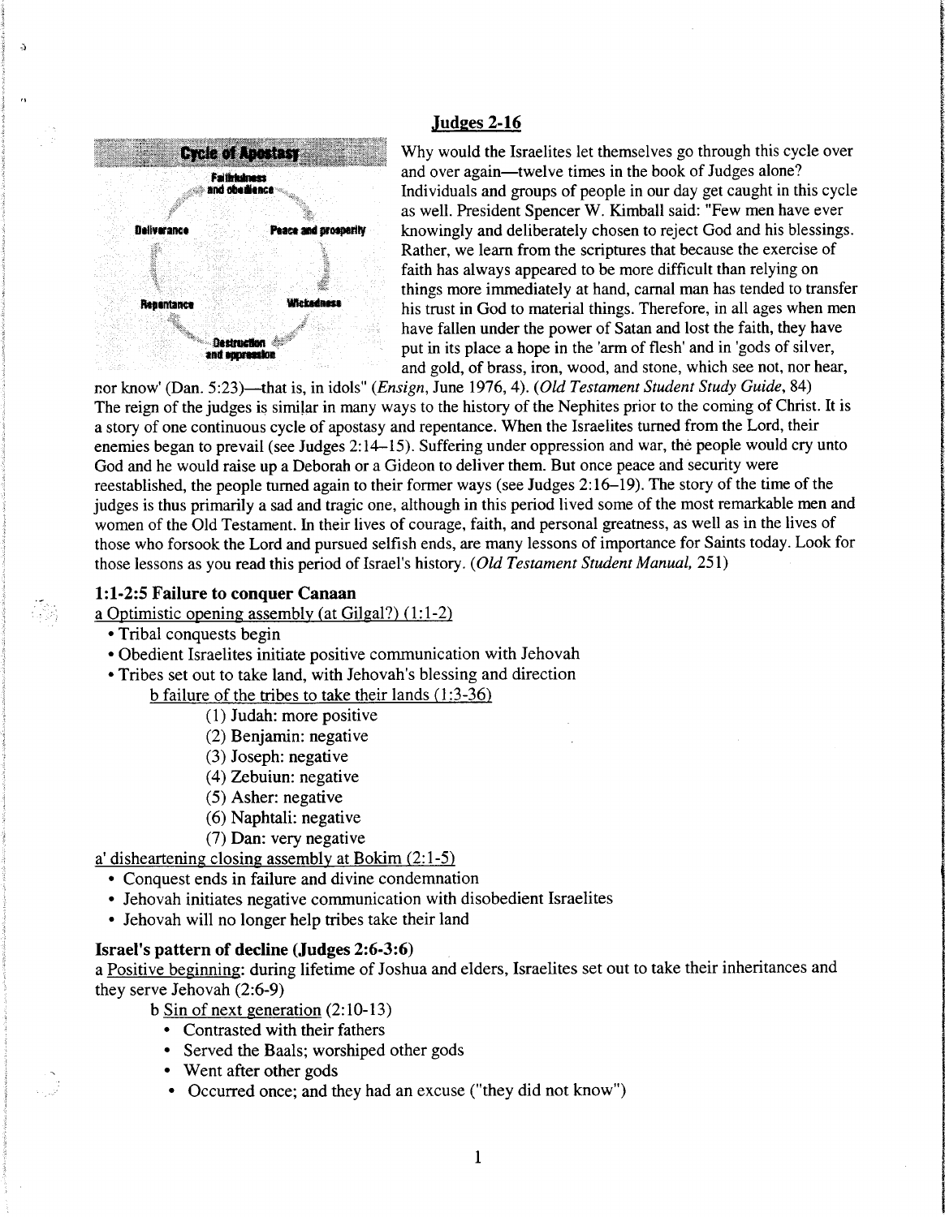## Judges 2-16

Cycle of Apostasy

Faithfulness and obedience

Peace and prosperity

Wickedness

Destruction and oppression

Repentance

Deliverance

Why would the Israelites let themselves go through this cycle over and over again—twelve times in the book of Judges alone? Individuals and groups of people in our day get caught in this cycle as well. President Spencer W. Kimball said: "Few men have ever knowingly and deliberately chosen to reject God and his blessings. Rather, we learn from the scriptures that because the exercise of faith has always appeared to be more difficult than relying on things more immediately at hand, carnal man has tended to transfer his trust in God to material things. Therefore, in all ages when men have fallen under the power of Satan and lost the faith, they have put in its place a hope in the 'arm of flesh' and in 'gods of silver, and gold, of brass, iron, wood, and stone, which see not, nor hear, nor know' (Dan. 5:23)—that is, in idols" (*Ensign*, June 1976, 4). (*Old Testament Student Study Guide*, 84)

The reign of the judges is similar in many ways to the history of the Nephites prior to the coming of Christ. It is a story of one continuous cycle of apostasy and repentance. When the Israelites turned from the Lord, their enemies began to prevail (see Judges 2:14–15). Suffering under oppression and war, the people would cry unto God and he would raise up a Deborah or a Gideon to deliver them. But once peace and security were reestablished, the people turned again to their former ways (see Judges 2:16–19). The story of the time of the judges is thus primarily a sad and tragic one, although in this period lived some of the most remarkable men and women of the Old Testament. In their lives of courage, faith, and personal greatness, as well as in the lives of those who forsook the Lord and pursued selfish ends, are many lessons of importance for Saints today. Look for those lessons as you read this period of Israel's history. (*Old Testament Student Manual*, 251)

### 1:1-2:5 Failure to conquer Canaan

a Optimistic opening assembly (at Gilgal?) (1:1-2)

- Tribal conquests begin
- Obedient Israelites initiate positive communication with Jehovah
- Tribes set out to take land, with Jehovah's blessing and direction

  b failure of the tribes to take their lands (1:3-36)

  (1) Judah: more positive
  (2) Benjamin: negative
  (3) Joseph: negative
  (4) Zebuiun: negative
  (5) Asher: negative
  (6) Naphtali: negative
  (7) Dan: very negative

a' disheartening closing assembly at Bokim (2:1-5)

- Conquest ends in failure and divine condemnation
- Jehovah initiates negative communication with disobedient Israelites
- Jehovah will no longer help tribes take their land

### Israel's pattern of decline (Judges 2:6-3:6)

a Positive beginning: during lifetime of Joshua and elders, Israelites set out to take their inheritances and they serve Jehovah (2:6-9)

b Sin of next generation (2:10-13)

- Contrasted with their fathers
- Served the Baals; worshiped other gods
- Went after other gods
- Occurred once; and they had an excuse ("they did not know")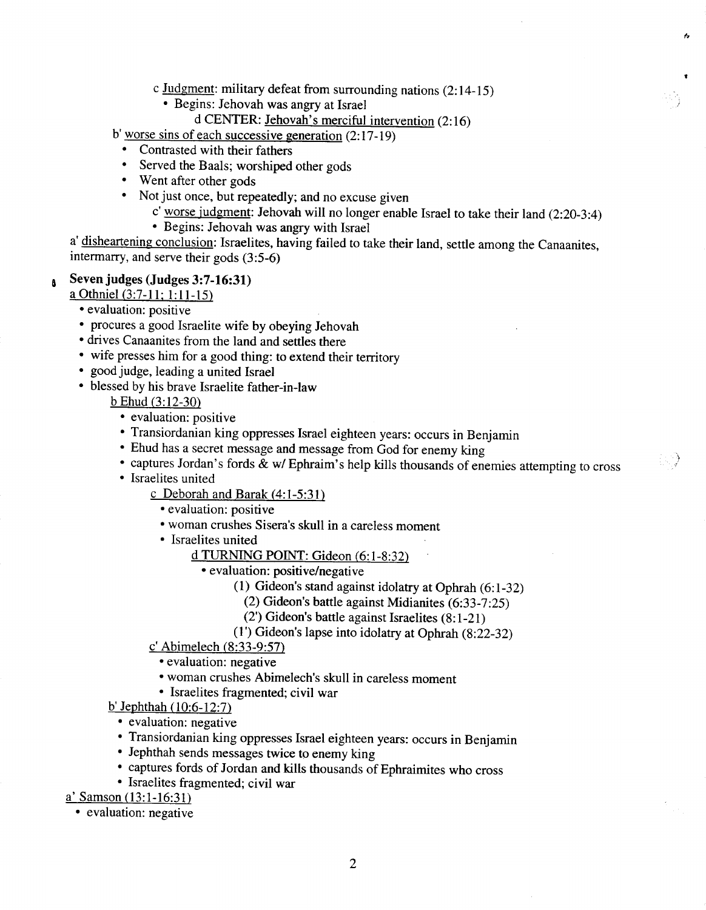c <u>Judgment</u>: military defeat from surrounding nations (2:14-15)

- Begins: Jehovah was angry at Israel

d CENTER: <u>Jehovah's merciful intervention</u> (2:16)

b' <u>worse sins of each successive generation</u> (2:17-19)

- Contrasted with their fathers
- Served the Baals; worshiped other gods
- Went after other gods
- Not just once, but repeatedly; and no excuse given

c' <u>worse judgment</u>: Jehovah will no longer enable Israel to take their land (2:20-3:4)

- Begins: Jehovah was angry with Israel

a' <u>disheartening conclusion</u>: Israelites, having failed to take their land, settle among the Canaanites, intermarry, and serve their gods (3:5-6)

**Seven judges (Judges 3:7-16:31)**

<u>a Othniel (3:7-11; 1:11-15)</u>

- evaluation: positive
- procures a good Israelite wife by obeying Jehovah
- drives Canaanites from the land and settles there
- wife presses him for a good thing: to extend their territory
- good judge, leading a united Israel
- blessed by his brave Israelite father-in-law

<u>b Ehud (3:12-30)</u>

- evaluation: positive
- Transiordanian king oppresses Israel eighteen years: occurs in Benjamin
- Ehud has a secret message and message from God for enemy king
- captures Jordan's fords & w/ Ephraim's help kills thousands of enemies attempting to cross
- Israelites united

<u>c Deborah and Barak (4:1-5:31)</u>

- evaluation: positive
- woman crushes Sisera's skull in a careless moment
- Israelites united

<u>d TURNING POINT: Gideon (6:1-8:32)</u>

- evaluation: positive/negative

(1) Gideon's stand against idolatry at Ophrah (6:1-32)

(2) Gideon's battle against Midianites (6:33-7:25)

(2') Gideon's battle against Israelites (8:1-21)

(1') Gideon's lapse into idolatry at Ophrah (8:22-32)

<u>c' Abimelech (8:33-9:57)</u>

- evaluation: negative
- woman crushes Abimelech's skull in careless moment
- Israelites fragmented; civil war

<u>b' Jephthah (10:6-12:7)</u>

- evaluation: negative
- Transiordanian king oppresses Israel eighteen years: occurs in Benjamin
- Jephthah sends messages twice to enemy king
- captures fords of Jordan and kills thousands of Ephraimites who cross
- Israelites fragmented; civil war

<u>a' Samson (13:1-16:31)</u>

- evaluation: negative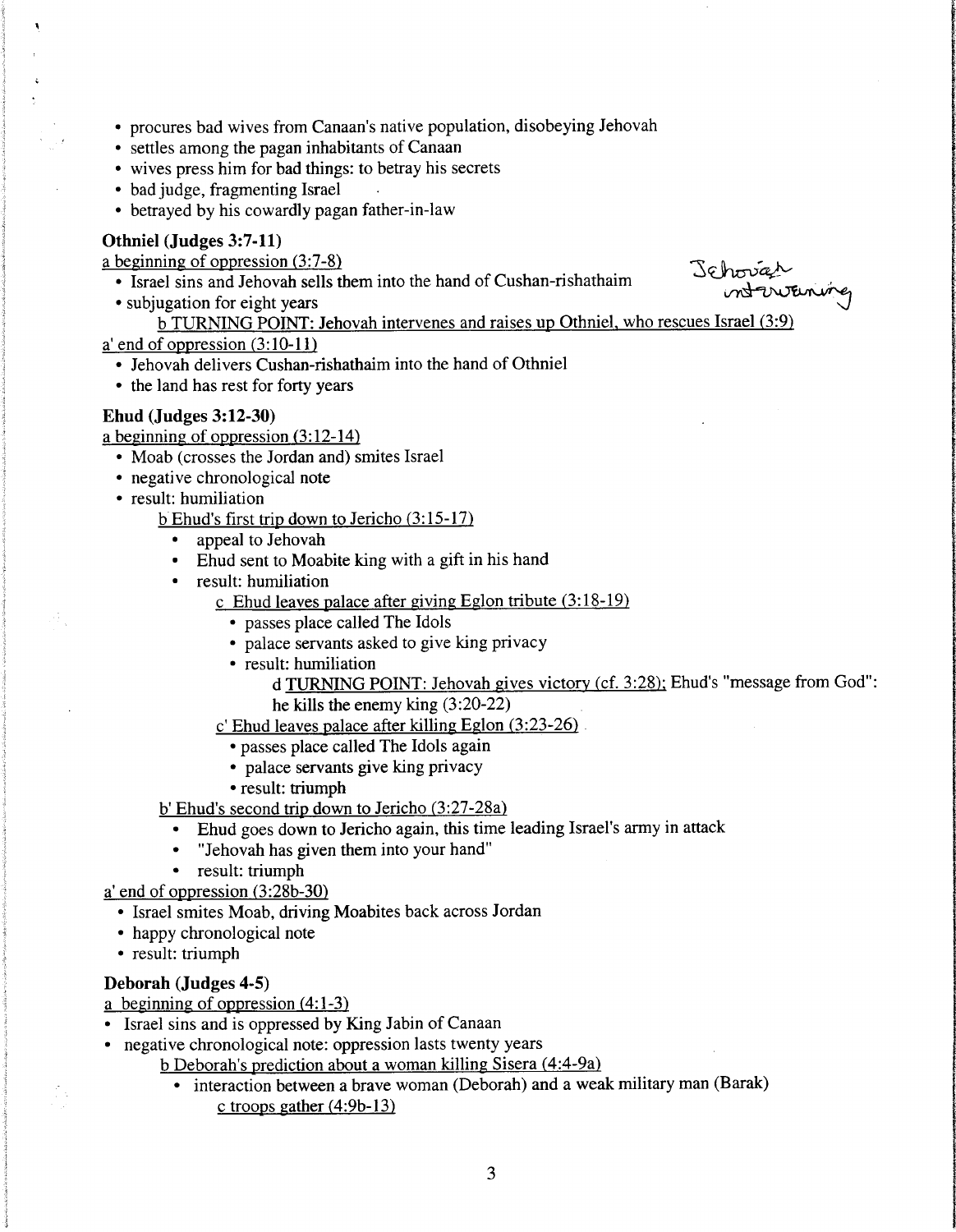- procures bad wives from Canaan's native population, disobeying Jehovah
- settles among the pagan inhabitants of Canaan
- wives press him for bad things: to betray his secrets
- bad judge, fragmenting Israel
- betrayed by his cowardly pagan father-in-law

**Othniel (Judges 3:7-11)**

a beginning of oppression (3:7-8)

- Israel sins and Jehovah sells them into the hand of Cushan-rishathaim
- subjugation for eight years

Jehovah intervening

    b TURNING POINT: Jehovah intervenes and raises up Othniel, who rescues Israel (3:9)

a' end of oppression (3:10-11)

- Jehovah delivers Cushan-rishathaim into the hand of Othniel
- the land has rest for forty years

**Ehud (Judges 3:12-30)**

a beginning of oppression (3:12-14)

- Moab (crosses the Jordan and) smites Israel
- negative chronological note
- result: humiliation

    b Ehud's first trip down to Jericho (3:15-17)

    - appeal to Jehovah
    - Ehud sent to Moabite king with a gift in his hand
    - result: humiliation

        c Ehud leaves palace after giving Eglon tribute (3:18-19)

        - passes place called The Idols
        - palace servants asked to give king privacy
        - result: humiliation

            d TURNING POINT: Jehovah gives victory (cf. 3:28); Ehud's "message from God": he kills the enemy king (3:20-22)

        c' Ehud leaves palace after killing Eglon (3:23-26)

        - passes place called The Idols again
        - palace servants give king privacy
        - result: triumph

    b' Ehud's second trip down to Jericho (3:27-28a)

    - Ehud goes down to Jericho again, this time leading Israel's army in attack
    - "Jehovah has given them into your hand"
    - result: triumph

a' end of oppression (3:28b-30)

- Israel smites Moab, driving Moabites back across Jordan
- happy chronological note
- result: triumph

**Deborah (Judges 4-5)**

a beginning of oppression (4:1-3)

- Israel sins and is oppressed by King Jabin of Canaan
- negative chronological note: oppression lasts twenty years

    b Deborah's prediction about a woman killing Sisera (4:4-9a)

    - interaction between a brave woman (Deborah) and a weak military man (Barak)

        c troops gather (4:9b-13)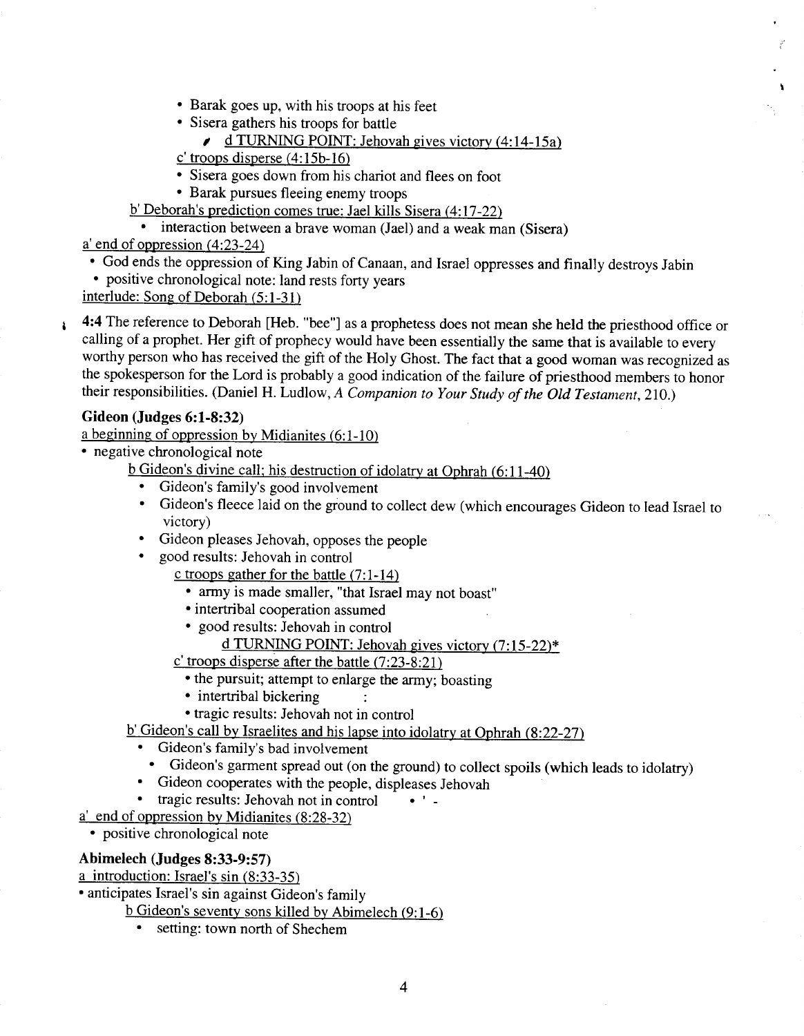- Barak goes up, with his troops at his feet
- Sisera gathers his troops for battle
  - d TURNING POINT: Jehovah gives victory (4:14-15a)

c' troops disperse (4:15b-16)

- Sisera goes down from his chariot and flees on foot
- Barak pursues fleeing enemy troops

b' Deborah's prediction comes true: Jael kills Sisera (4:17-22)

- interaction between a brave woman (Jael) and a weak man (Sisera)

a' end of oppression (4:23-24)

- God ends the oppression of King Jabin of Canaan, and Israel oppresses and finally destroys Jabin
- positive chronological note: land rests forty years

interlude: Song of Deborah (5:1-31)

**4:4** The reference to Deborah [Heb. "bee"] as a prophetess does not mean she held the priesthood office or calling of a prophet. Her gift of prophecy would have been essentially the same that is available to every worthy person who has received the gift of the Holy Ghost. The fact that a good woman was recognized as the spokesperson for the Lord is probably a good indication of the failure of priesthood members to honor their responsibilities. (Daniel H. Ludlow, *A Companion to Your Study of the Old Testament*, 210.)

### Gideon (Judges 6:1-8:32)

a beginning of oppression by Midianites (6:1-10)

- negative chronological note

b Gideon's divine call; his destruction of idolatry at Ophrah (6:11-40)

- Gideon's family's good involvement
- Gideon's fleece laid on the ground to collect dew (which encourages Gideon to lead Israel to victory)
- Gideon pleases Jehovah, opposes the people
- good results: Jehovah in control

c troops gather for the battle (7:1-14)

- army is made smaller, "that Israel may not boast"
- intertribal cooperation assumed
- good results: Jehovah in control

d TURNING POINT: Jehovah gives victory (7:15-22)*

c' troops disperse after the battle (7:23-8:21)

- the pursuit; attempt to enlarge the army; boasting
- intertribal bickering
- tragic results: Jehovah not in control

b' Gideon's call by Israelites and his lapse into idolatry at Ophrah (8:22-27)

- Gideon's family's bad involvement
- Gideon's garment spread out (on the ground) to collect spoils (which leads to idolatry)
- Gideon cooperates with the people, displeases Jehovah
- tragic results: Jehovah not in control

a' end of oppression by Midianites (8:28-32)

- positive chronological note

### Abimelech (Judges 8:33-9:57)

a introduction: Israel's sin (8:33-35)

- anticipates Israel's sin against Gideon's family

b Gideon's seventy sons killed by Abimelech (9:1-6)

- setting: town north of Shechem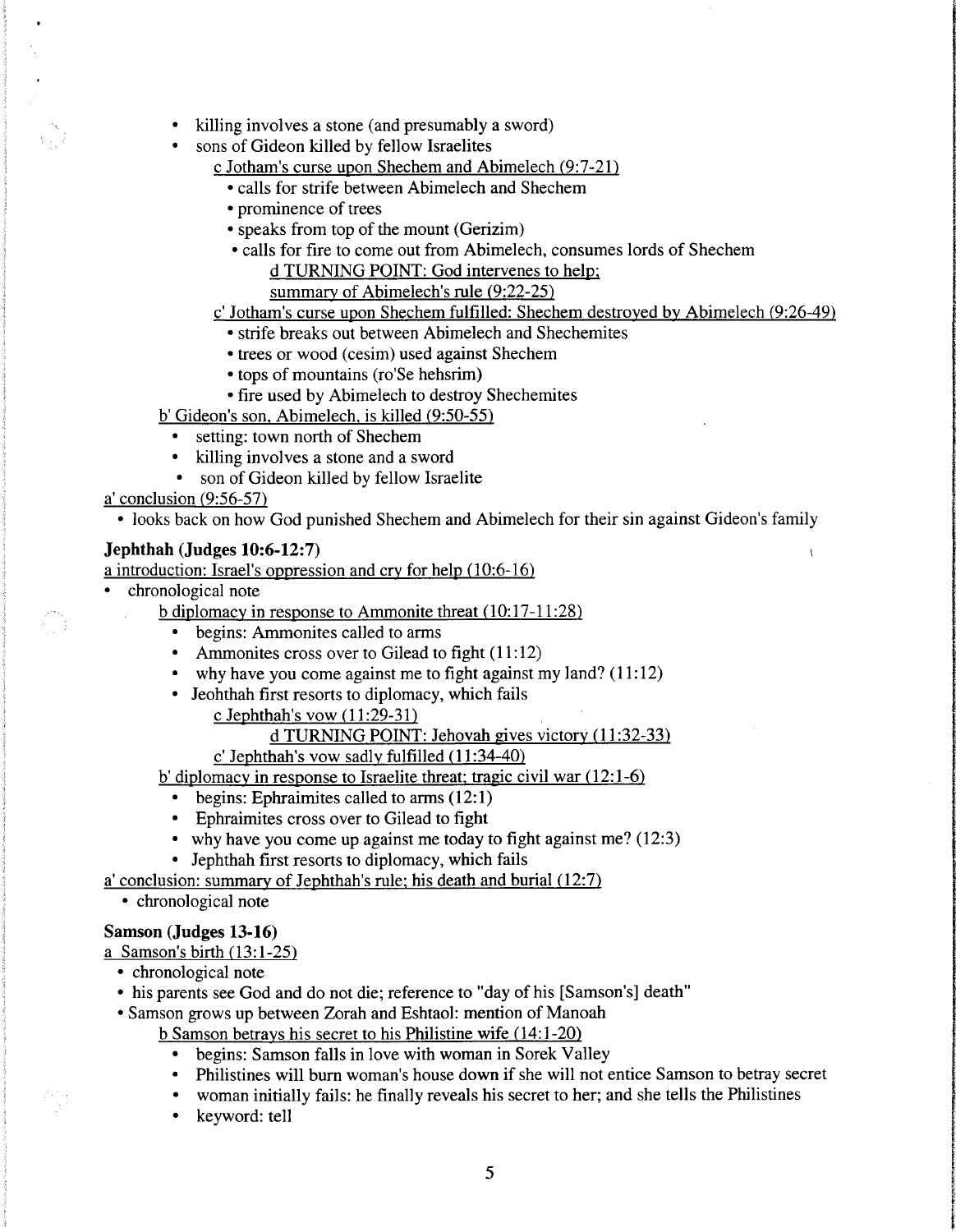- killing involves a stone (and presumably a sword)
- sons of Gideon killed by fellow Israelites

    c Jotham's curse upon Shechem and Abimelech (9:7-21)

    - calls for strife between Abimelech and Shechem
    - prominence of trees
    - speaks from top of the mount (Gerizim)
    - calls for fire to come out from Abimelech, consumes lords of Shechem

        d TURNING POINT: God intervenes to help; summary of Abimelech's rule (9:22-25)

    c' Jotham's curse upon Shechem fulfilled: Shechem destroyed by Abimelech (9:26-49)

    - strife breaks out between Abimelech and Shechemites
    - trees or wood (cesim) used against Shechem
    - tops of mountains (ro'Se hehsrim)
    - fire used by Abimelech to destroy Shechemites

b' Gideon's son, Abimelech, is killed (9:50-55)

- setting: town north of Shechem
- killing involves a stone and a sword
- son of Gideon killed by fellow Israelite

a' conclusion (9:56-57)

- looks back on how God punished Shechem and Abimelech for their sin against Gideon's family

**Jephthah (Judges 10:6-12:7)**

a introduction: Israel's oppression and cry for help (10:6-16)

- chronological note

    b diplomacy in response to Ammonite threat (10:17-11:28)

    - begins: Ammonites called to arms
    - Ammonites cross over to Gilead to fight (11:12)
    - why have you come against me to fight against my land? (11:12)
    - Jeohthah first resorts to diplomacy, which fails

        c Jephthah's vow (11:29-31)

            d TURNING POINT: Jehovah gives victory (11:32-33)

        c' Jephthah's vow sadly fulfilled (11:34-40)

    b' diplomacy in response to Israelite threat; tragic civil war (12:1-6)

    - begins: Ephraimites called to arms (12:1)
    - Ephraimites cross over to Gilead to fight
    - why have you come up against me today to fight against me? (12:3)
    - Jephthah first resorts to diplomacy, which fails

a' conclusion: summary of Jephthah's rule; his death and burial (12:7)

- chronological note

**Samson (Judges 13-16)**

a Samson's birth (13:1-25)

- chronological note
- his parents see God and do not die; reference to "day of his [Samson's] death"
- Samson grows up between Zorah and Eshtaol: mention of Manoah

    b Samson betrays his secret to his Philistine wife (14:1-20)

    - begins: Samson falls in love with woman in Sorek Valley
    - Philistines will burn woman's house down if she will not entice Samson to betray secret
    - woman initially fails: he finally reveals his secret to her; and she tells the Philistines
    - keyword: tell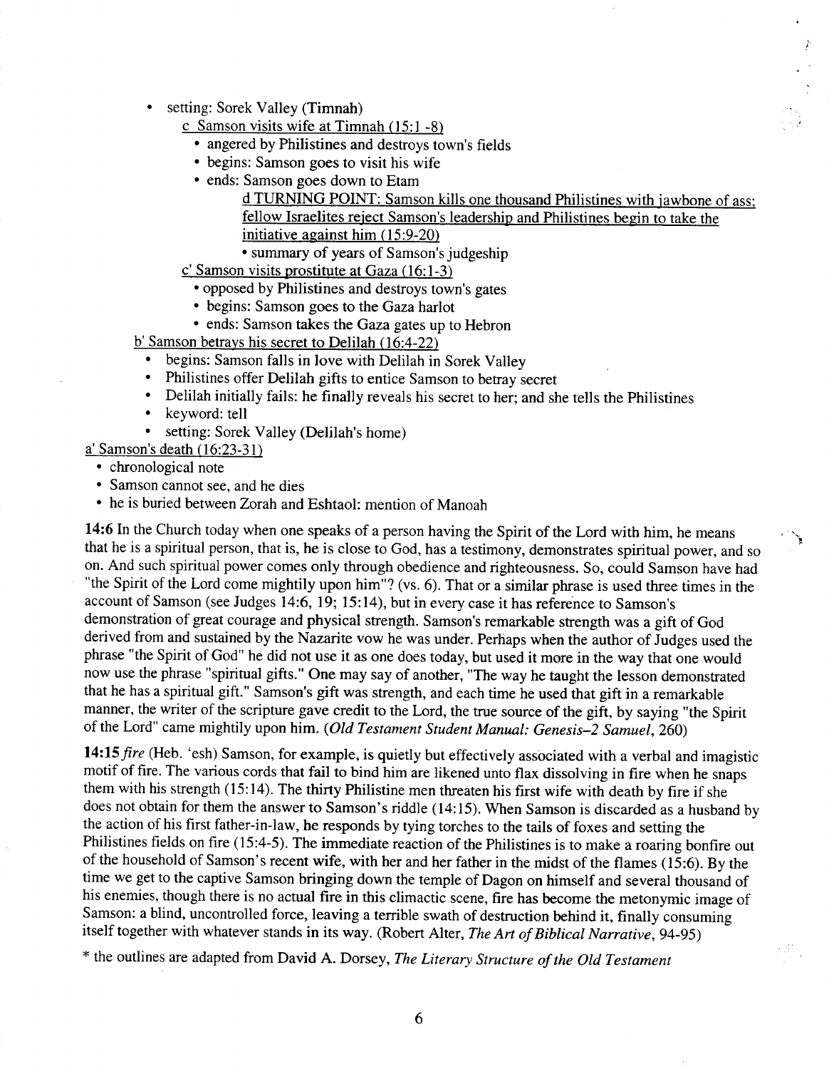- setting: Sorek Valley (Timnah)
    - c Samson visits wife at Timnah (15:1 -8)
        - angered by Philistines and destroys town's fields
        - begins: Samson goes to visit his wife
        - ends: Samson goes down to Etam
            - d TURNING POINT: Samson kills one thousand Philistines with jawbone of ass; fellow Israelites reject Samson's leadership and Philistines begin to take the initiative against him (15:9-20)
                - summary of years of Samson's judgeship
    - c' Samson visits prostitute at Gaza (16:1-3)
        - opposed by Philistines and destroys town's gates
        - begins: Samson goes to the Gaza harlot
        - ends: Samson takes the Gaza gates up to Hebron
- b' Samson betrays his secret to Delilah (16:4-22)
    - begins: Samson falls in love with Delilah in Sorek Valley
    - Philistines offer Delilah gifts to entice Samson to betray secret
    - Delilah initially fails: he finally reveals his secret to her; and she tells the Philistines
    - keyword: tell
    - setting: Sorek Valley (Delilah's home)

a' Samson's death (16:23-31)
- chronological note
- Samson cannot see, and he dies
- he is buried between Zorah and Eshtaol: mention of Manoah

**14:6** In the Church today when one speaks of a person having the Spirit of the Lord with him, he means that he is a spiritual person, that is, he is close to God, has a testimony, demonstrates spiritual power, and so on. And such spiritual power comes only through obedience and righteousness. So, could Samson have had "the Spirit of the Lord come mightily upon him"? (vs. 6). That or a similar phrase is used three times in the account of Samson (see Judges 14:6, 19; 15:14), but in every case it has reference to Samson's demonstration of great courage and physical strength. Samson's remarkable strength was a gift of God derived from and sustained by the Nazarite vow he was under. Perhaps when the author of Judges used the phrase "the Spirit of God" he did not use it as one does today, but used it more in the way that one would now use the phrase "spiritual gifts." One may say of another, "The way he taught the lesson demonstrated that he has a spiritual gift." Samson's gift was strength, and each time he used that gift in a remarkable manner, the writer of the scripture gave credit to the Lord, the true source of the gift, by saying "the Spirit of the Lord" came mightily upon him. (*Old Testament Student Manual: Genesis–2 Samuel*, 260)

**14:15** *fire* (Heb. ʻesh) Samson, for example, is quietly but effectively associated with a verbal and imagistic motif of fire. The various cords that fail to bind him are likened unto flax dissolving in fire when he snaps them with his strength (15:14). The thirty Philistine men threaten his first wife with death by fire if she does not obtain for them the answer to Samson's riddle (14:15). When Samson is discarded as a husband by the action of his first father-in-law, he responds by tying torches to the tails of foxes and setting the Philistines fields on fire (15:4-5). The immediate reaction of the Philistines is to make a roaring bonfire out of the household of Samson's recent wife, with her and her father in the midst of the flames (15:6). By the time we get to the captive Samson bringing down the temple of Dagon on himself and several thousand of his enemies, though there is no actual fire in this climactic scene, fire has become the metonymic image of Samson: a blind, uncontrolled force, leaving a terrible swath of destruction behind it, finally consuming itself together with whatever stands in its way. (Robert Alter, *The Art of Biblical Narrative*, 94-95)

* the outlines are adapted from David A. Dorsey, *The Literary Structure of the Old Testament*